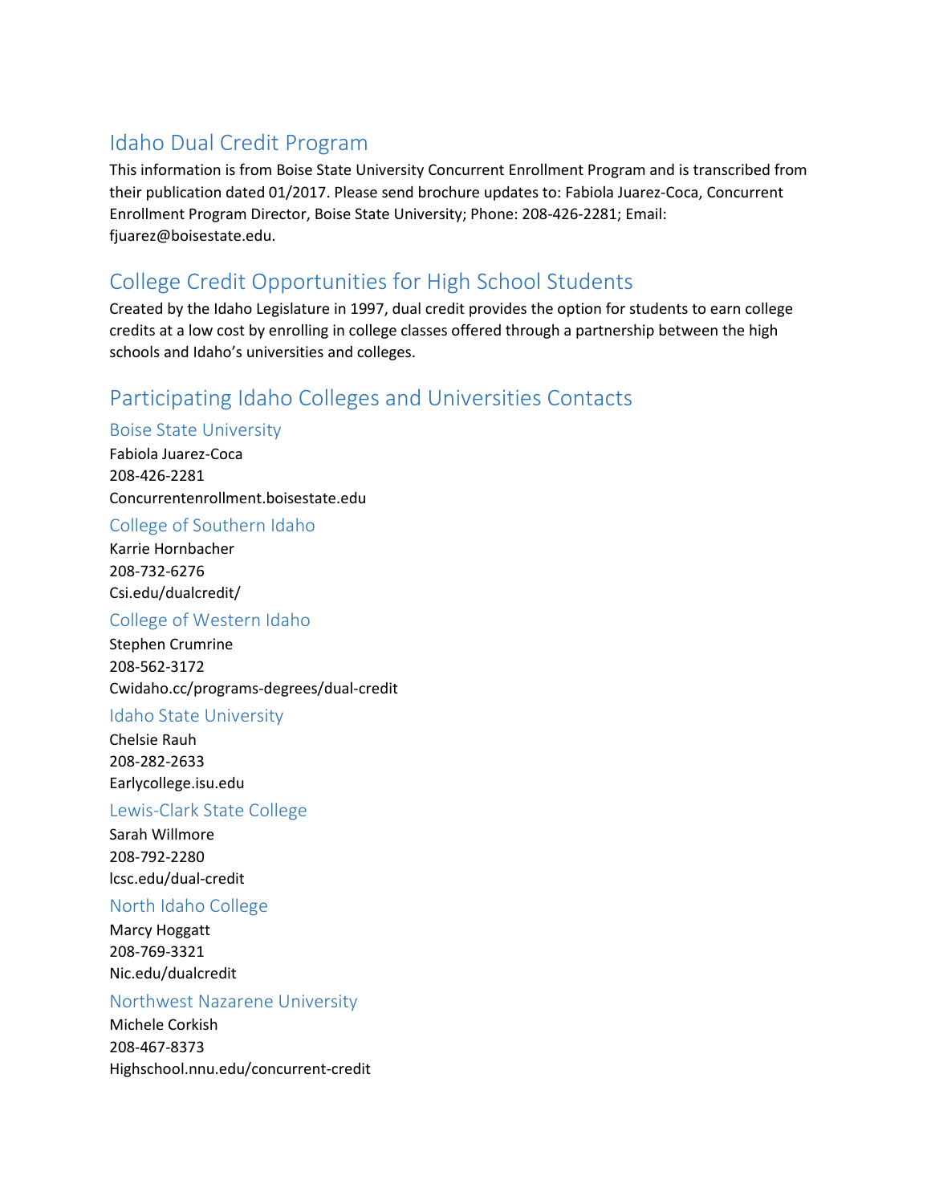# Idaho Dual Credit Program

This information is from Boise State University Concurrent Enrollment Program and is transcribed from their publication dated 01/2017. Please send brochure updates to: Fabiola Juarez-Coca, Concurrent Enrollment Program Director, Boise State University; Phone: 208-426-2281; Email: fjuarez@boisestate.edu.

# College Credit Opportunities for High School Students

Created by the Idaho Legislature in 1997, dual credit provides the option for students to earn college credits at a low cost by enrolling in college classes offered through a partnership between the high schools and Idaho's universities and colleges.

# Participating Idaho Colleges and Universities Contacts

## Boise State University

Fabiola Juarez-Coca
208-426-2281
Concurrentenrollment.boisestate.edu

## College of Southern Idaho

Karrie Hornbacher
208-732-6276
Csi.edu/dualcredit/

## College of Western Idaho

Stephen Crumrine
208-562-3172
Cwidaho.cc/programs-degrees/dual-credit

## Idaho State University

Chelsie Rauh
208-282-2633
Earlycollege.isu.edu

## Lewis-Clark State College

Sarah Willmore
208-792-2280
lcsc.edu/dual-credit

## North Idaho College

Marcy Hoggatt
208-769-3321
Nic.edu/dualcredit

## Northwest Nazarene University

Michele Corkish
208-467-8373
Highschool.nnu.edu/concurrent-credit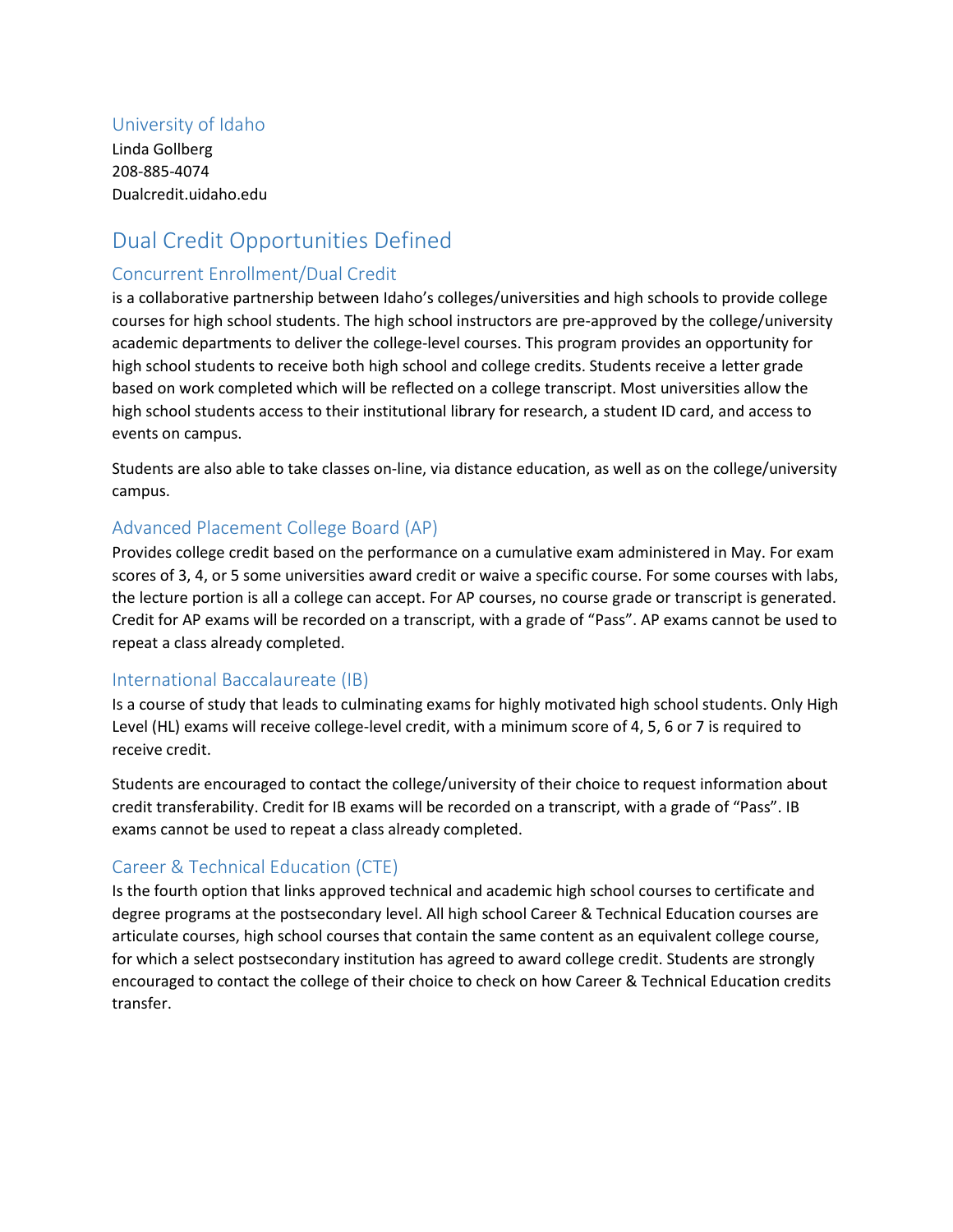### University of Idaho

Linda Gollberg
208-885-4074
Dualcredit.uidaho.edu

## Dual Credit Opportunities Defined

### Concurrent Enrollment/Dual Credit

is a collaborative partnership between Idaho's colleges/universities and high schools to provide college courses for high school students. The high school instructors are pre-approved by the college/university academic departments to deliver the college-level courses. This program provides an opportunity for high school students to receive both high school and college credits. Students receive a letter grade based on work completed which will be reflected on a college transcript. Most universities allow the high school students access to their institutional library for research, a student ID card, and access to events on campus.

Students are also able to take classes on-line, via distance education, as well as on the college/university campus.

### Advanced Placement College Board (AP)

Provides college credit based on the performance on a cumulative exam administered in May. For exam scores of 3, 4, or 5 some universities award credit or waive a specific course. For some courses with labs, the lecture portion is all a college can accept. For AP courses, no course grade or transcript is generated. Credit for AP exams will be recorded on a transcript, with a grade of "Pass". AP exams cannot be used to repeat a class already completed.

### International Baccalaureate (IB)

Is a course of study that leads to culminating exams for highly motivated high school students. Only High Level (HL) exams will receive college-level credit, with a minimum score of 4, 5, 6 or 7 is required to receive credit.

Students are encouraged to contact the college/university of their choice to request information about credit transferability. Credit for IB exams will be recorded on a transcript, with a grade of "Pass". IB exams cannot be used to repeat a class already completed.

### Career & Technical Education (CTE)

Is the fourth option that links approved technical and academic high school courses to certificate and degree programs at the postsecondary level. All high school Career & Technical Education courses are articulate courses, high school courses that contain the same content as an equivalent college course, for which a select postsecondary institution has agreed to award college credit. Students are strongly encouraged to contact the college of their choice to check on how Career & Technical Education credits transfer.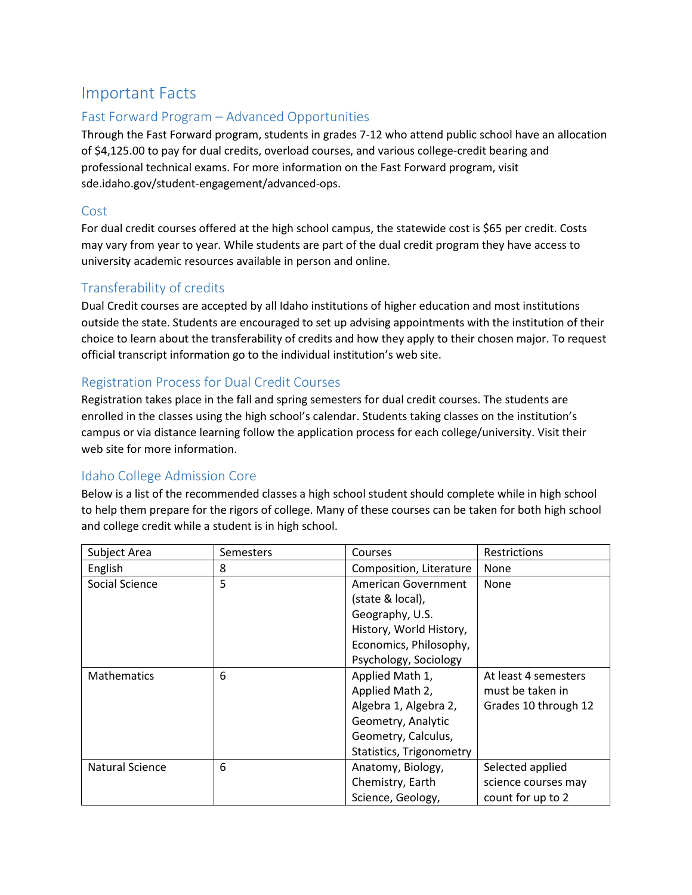# Important Facts

## Fast Forward Program – Advanced Opportunities

Through the Fast Forward program, students in grades 7-12 who attend public school have an allocation of $4,125.00 to pay for dual credits, overload courses, and various college-credit bearing and professional technical exams. For more information on the Fast Forward program, visit sde.idaho.gov/student-engagement/advanced-ops.

## Cost

For dual credit courses offered at the high school campus, the statewide cost is $65 per credit. Costs may vary from year to year. While students are part of the dual credit program they have access to university academic resources available in person and online.

## Transferability of credits

Dual Credit courses are accepted by all Idaho institutions of higher education and most institutions outside the state. Students are encouraged to set up advising appointments with the institution of their choice to learn about the transferability of credits and how they apply to their chosen major. To request official transcript information go to the individual institution's web site.

## Registration Process for Dual Credit Courses

Registration takes place in the fall and spring semesters for dual credit courses. The students are enrolled in the classes using the high school's calendar. Students taking classes on the institution's campus or via distance learning follow the application process for each college/university. Visit their web site for more information.

## Idaho College Admission Core

Below is a list of the recommended classes a high school student should complete while in high school to help them prepare for the rigors of college. Many of these courses can be taken for both high school and college credit while a student is in high school.

| Subject Area | Semesters | Courses | Restrictions |
|---|---|---|---|
| English | 8 | Composition, Literature | None |
| Social Science | 5 | American Government (state & local), Geography, U.S. History, World History, Economics, Philosophy, Psychology, Sociology | None |
| Mathematics | 6 | Applied Math 1, Applied Math 2, Algebra 1, Algebra 2, Geometry, Analytic Geometry, Calculus, Statistics, Trigonometry | At least 4 semesters must be taken in Grades 10 through 12 |
| Natural Science | 6 | Anatomy, Biology, Chemistry, Earth Science, Geology, | Selected applied science courses may count for up to 2 |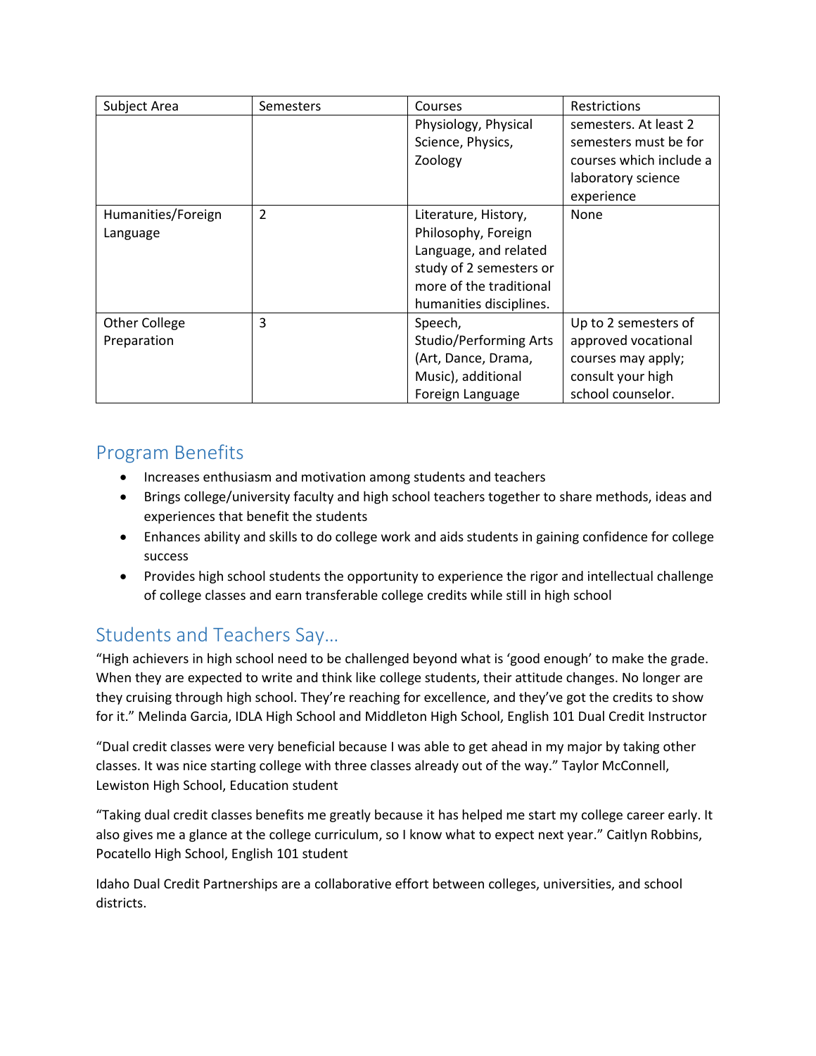| Subject Area | Semesters | Courses | Restrictions |
|---|---|---|---|
| | | Physiology, Physical Science, Physics, Zoology | semesters. At least 2 semesters must be for courses which include a laboratory science experience |
| Humanities/Foreign Language | 2 | Literature, History, Philosophy, Foreign Language, and related study of 2 semesters or more of the traditional humanities disciplines. | None |
| Other College Preparation | 3 | Speech, Studio/Performing Arts (Art, Dance, Drama, Music), additional Foreign Language | Up to 2 semesters of approved vocational courses may apply; consult your high school counselor. |

## Program Benefits

- Increases enthusiasm and motivation among students and teachers
- Brings college/university faculty and high school teachers together to share methods, ideas and experiences that benefit the students
- Enhances ability and skills to do college work and aids students in gaining confidence for college success
- Provides high school students the opportunity to experience the rigor and intellectual challenge of college classes and earn transferable college credits while still in high school

## Students and Teachers Say…

"High achievers in high school need to be challenged beyond what is 'good enough' to make the grade. When they are expected to write and think like college students, their attitude changes. No longer are they cruising through high school. They're reaching for excellence, and they've got the credits to show for it." Melinda Garcia, IDLA High School and Middleton High School, English 101 Dual Credit Instructor

"Dual credit classes were very beneficial because I was able to get ahead in my major by taking other classes. It was nice starting college with three classes already out of the way." Taylor McConnell, Lewiston High School, Education student

"Taking dual credit classes benefits me greatly because it has helped me start my college career early. It also gives me a glance at the college curriculum, so I know what to expect next year." Caitlyn Robbins, Pocatello High School, English 101 student

Idaho Dual Credit Partnerships are a collaborative effort between colleges, universities, and school districts.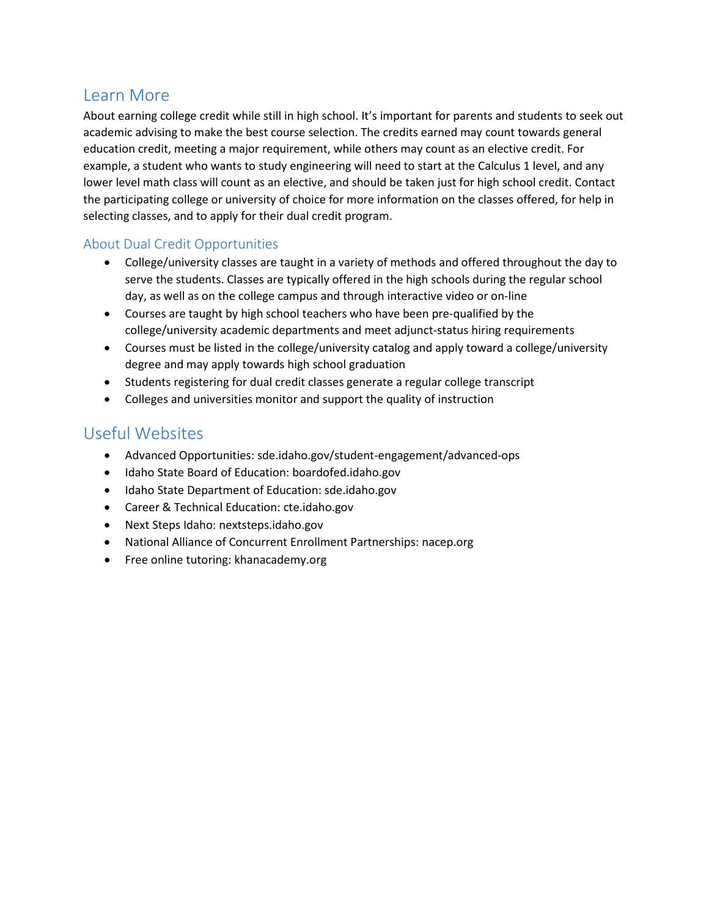## Learn More

About earning college credit while still in high school. It's important for parents and students to seek out academic advising to make the best course selection. The credits earned may count towards general education credit, meeting a major requirement, while others may count as an elective credit. For example, a student who wants to study engineering will need to start at the Calculus 1 level, and any lower level math class will count as an elective, and should be taken just for high school credit. Contact the participating college or university of choice for more information on the classes offered, for help in selecting classes, and to apply for their dual credit program.

### About Dual Credit Opportunities

- College/university classes are taught in a variety of methods and offered throughout the day to serve the students. Classes are typically offered in the high schools during the regular school day, as well as on the college campus and through interactive video or on-line
- Courses are taught by high school teachers who have been pre-qualified by the college/university academic departments and meet adjunct-status hiring requirements
- Courses must be listed in the college/university catalog and apply toward a college/university degree and may apply towards high school graduation
- Students registering for dual credit classes generate a regular college transcript
- Colleges and universities monitor and support the quality of instruction

## Useful Websites

- Advanced Opportunities: sde.idaho.gov/student-engagement/advanced-ops
- Idaho State Board of Education: boardofed.idaho.gov
- Idaho State Department of Education: sde.idaho.gov
- Career & Technical Education: cte.idaho.gov
- Next Steps Idaho: nextsteps.idaho.gov
- National Alliance of Concurrent Enrollment Partnerships: nacep.org
- Free online tutoring: khanacademy.org